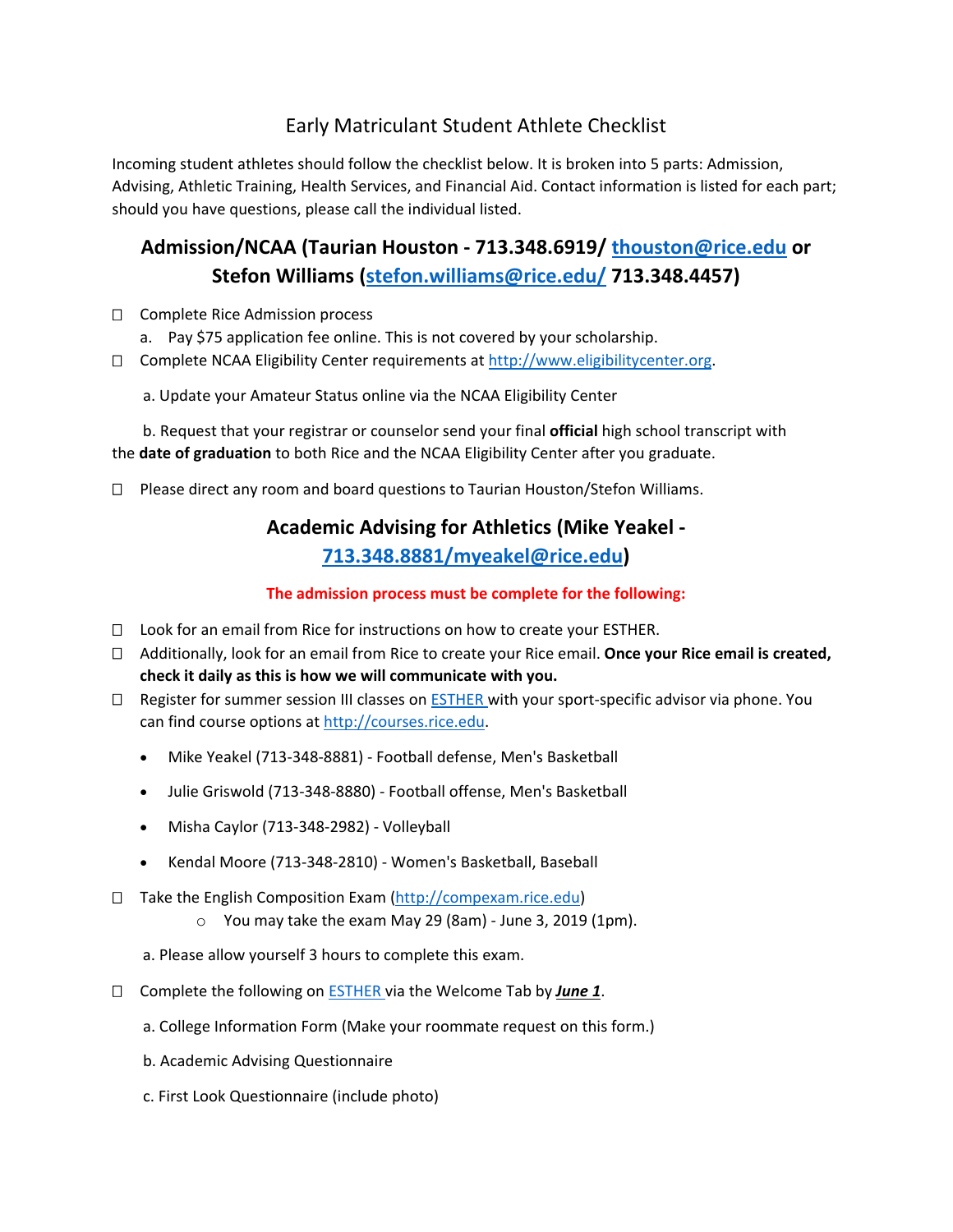# Early Matriculant Student Athlete Checklist

Incoming student athletes should follow the checklist below. It is broken into 5 parts: Admission, Advising, Athletic Training, Health Services, and Financial Aid. Contact information is listed for each part; should you have questions, please call the individual listed.

## Admission/NCAA (Taurian Houston - 713.348.6919/ thouston@rice.edu or Stefon Williams (stefon.williams@rice.edu/ 713.348.4457)

- ☐ Complete Rice Admission process
  - a. Pay $75 application fee online. This is not covered by your scholarship.
- ☐ Complete NCAA Eligibility Center requirements at http://www.eligibilitycenter.org.
  - a. Update your Amateur Status online via the NCAA Eligibility Center
  - b. Request that your registrar or counselor send your final **official** high school transcript with the **date of graduation** to both Rice and the NCAA Eligibility Center after you graduate.
- ☐ Please direct any room and board questions to Taurian Houston/Stefon Williams.

## Academic Advising for Athletics (Mike Yeakel - 713.348.8881/myeakel@rice.edu)

**The admission process must be complete for the following:**

- ☐ Look for an email from Rice for instructions on how to create your ESTHER.
- ☐ Additionally, look for an email from Rice to create your Rice email. **Once your Rice email is created, check it daily as this is how we will communicate with you.**
- ☐ Register for summer session III classes on ESTHER with your sport-specific advisor via phone. You can find course options at http://courses.rice.edu.
  - Mike Yeakel (713-348-8881) - Football defense, Men's Basketball
  - Julie Griswold (713-348-8880) - Football offense, Men's Basketball
  - Misha Caylor (713-348-2982) - Volleyball
  - Kendal Moore (713-348-2810) - Women's Basketball, Baseball
- ☐ Take the English Composition Exam (http://compexam.rice.edu)
  - You may take the exam May 29 (8am) - June 3, 2019 (1pm).
  - a. Please allow yourself 3 hours to complete this exam.
- ☐ Complete the following on ESTHER via the Welcome Tab by ***June 1***.
  - a. College Information Form (Make your roommate request on this form.)
  - b. Academic Advising Questionnaire
  - c. First Look Questionnaire (include photo)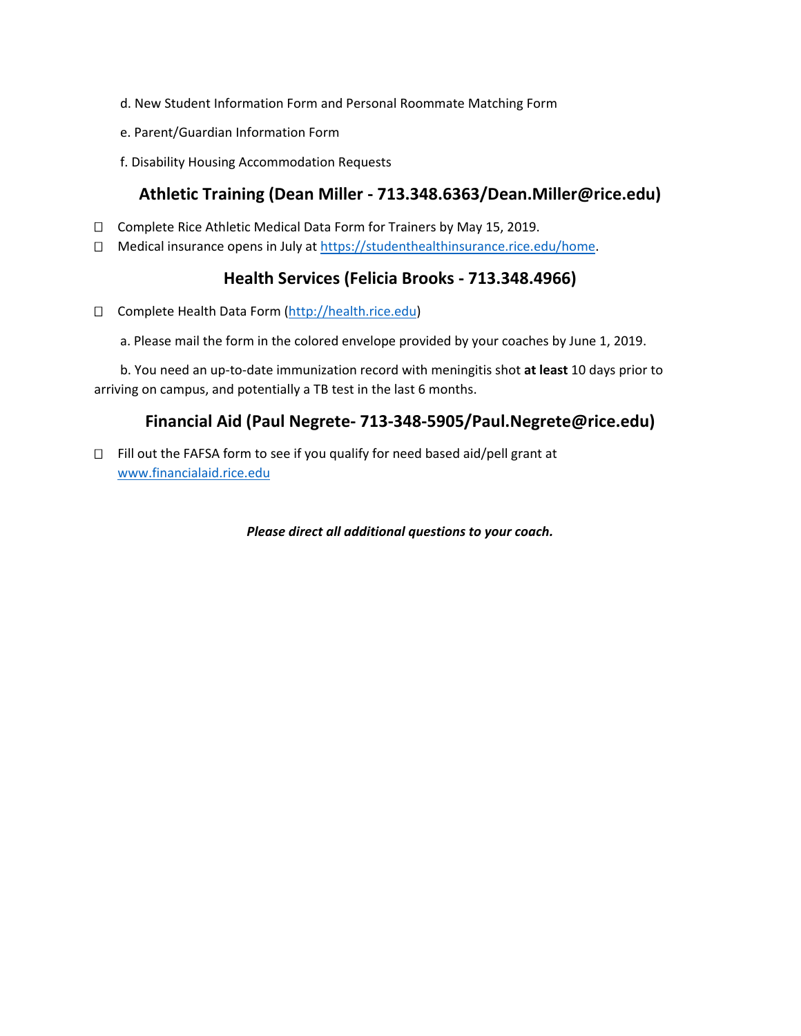d. New Student Information Form and Personal Roommate Matching Form

e. Parent/Guardian Information Form

f. Disability Housing Accommodation Requests

## Athletic Training (Dean Miller - 713.348.6363/Dean.Miller@rice.edu)

- [ ] Complete Rice Athletic Medical Data Form for Trainers by May 15, 2019.
- [ ] Medical insurance opens in July at https://studenthealthinsurance.rice.edu/home.

## Health Services (Felicia Brooks - 713.348.4966)

- [ ] Complete Health Data Form (http://health.rice.edu)

a. Please mail the form in the colored envelope provided by your coaches by June 1, 2019.

b. You need an up-to-date immunization record with meningitis shot **at least** 10 days prior to arriving on campus, and potentially a TB test in the last 6 months.

## Financial Aid (Paul Negrete- 713-348-5905/Paul.Negrete@rice.edu)

- [ ] Fill out the FAFSA form to see if you qualify for need based aid/pell grant at www.financialaid.rice.edu

***Please direct all additional questions to your coach.***